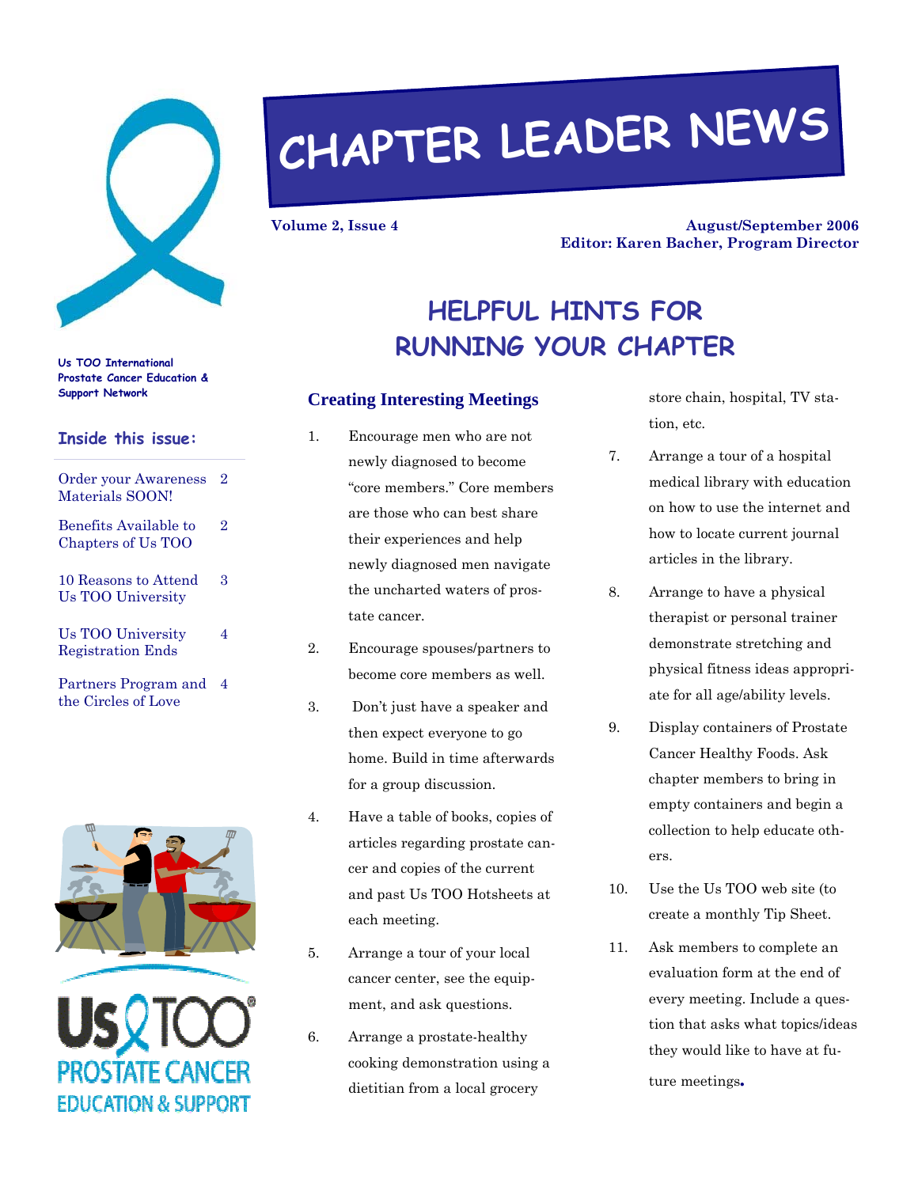# CHAPTER LEADER NEWS

**Volume 2, Issue 4** | **August/September 2006**

**Editor: Karen Bacher, Program Director**

**Us TOO International Prostate Cancer Education & Support Network**

### Inside this issue:

| | |
|---|---|
| Order your Awareness Materials SOON! | 2 |
| Benefits Available to Chapters of Us TOO | 2 |
| 10 Reasons to Attend Us TOO University | 3 |
| Us TOO University Registration Ends | 4 |
| Partners Program and the Circles of Love | 4 |

Us TOO PROSTATE CANCER EDUCATION & SUPPORT

## HELPFUL HINTS FOR RUNNING YOUR CHAPTER

### Creating Interesting Meetings

1. Encourage men who are not newly diagnosed to become "core members." Core members are those who can best share their experiences and help newly diagnosed men navigate the uncharted waters of prostate cancer.
2. Encourage spouses/partners to become core members as well.
3. Don't just have a speaker and then expect everyone to go home. Build in time afterwards for a group discussion.
4. Have a table of books, copies of articles regarding prostate cancer and copies of the current and past Us TOO Hotsheets at each meeting.
5. Arrange a tour of your local cancer center, see the equipment, and ask questions.
6. Arrange a prostate-healthy cooking demonstration using a dietitian from a local grocery store chain, hospital, TV station, etc.
7. Arrange a tour of a hospital medical library with education on how to use the internet and how to locate current journal articles in the library.
8. Arrange to have a physical therapist or personal trainer demonstrate stretching and physical fitness ideas appropriate for all age/ability levels.
9. Display containers of Prostate Cancer Healthy Foods. Ask chapter members to bring in empty containers and begin a collection to help educate others.
10. Use the Us TOO web site (to create a monthly Tip Sheet.
11. Ask members to complete an evaluation form at the end of every meeting. Include a question that asks what topics/ideas they would like to have at future meetings.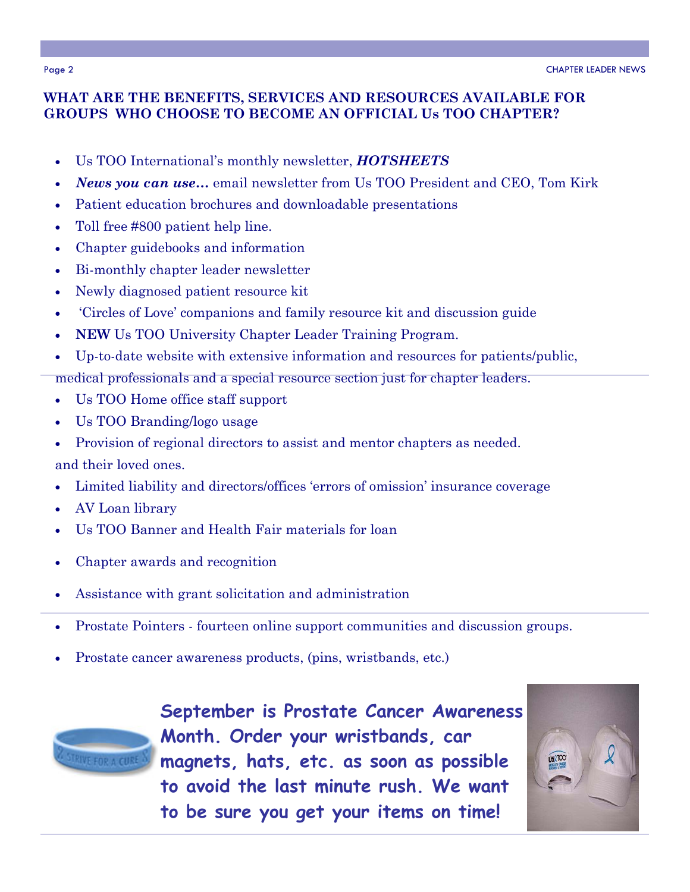## WHAT ARE THE BENEFITS, SERVICES AND RESOURCES AVAILABLE FOR GROUPS WHO CHOOSE TO BECOME AN OFFICIAL Us TOO CHAPTER?

- Us TOO International's monthly newsletter, ***HOTSHEETS***
- ***News you can use…*** email newsletter from Us TOO President and CEO, Tom Kirk
- Patient education brochures and downloadable presentations
- Toll free #800 patient help line.
- Chapter guidebooks and information
- Bi-monthly chapter leader newsletter
- Newly diagnosed patient resource kit
- 'Circles of Love' companions and family resource kit and discussion guide
- **NEW** Us TOO University Chapter Leader Training Program.
- Up-to-date website with extensive information and resources for patients/public, medical professionals and a special resource section just for chapter leaders.
- Us TOO Home office staff support
- Us TOO Branding/logo usage
- Provision of regional directors to assist and mentor chapters as needed.

and their loved ones.

- Limited liability and directors/offices 'errors of omission' insurance coverage
- AV Loan library
- Us TOO Banner and Health Fair materials for loan
- Chapter awards and recognition
- Assistance with grant solicitation and administration
- Prostate Pointers - fourteen online support communities and discussion groups.
- Prostate cancer awareness products, (pins, wristbands, etc.)

**September is Prostate Cancer Awareness Month. Order your wristbands, car magnets, hats, etc. as soon as possible to avoid the last minute rush. We want to be sure you get your items on time!**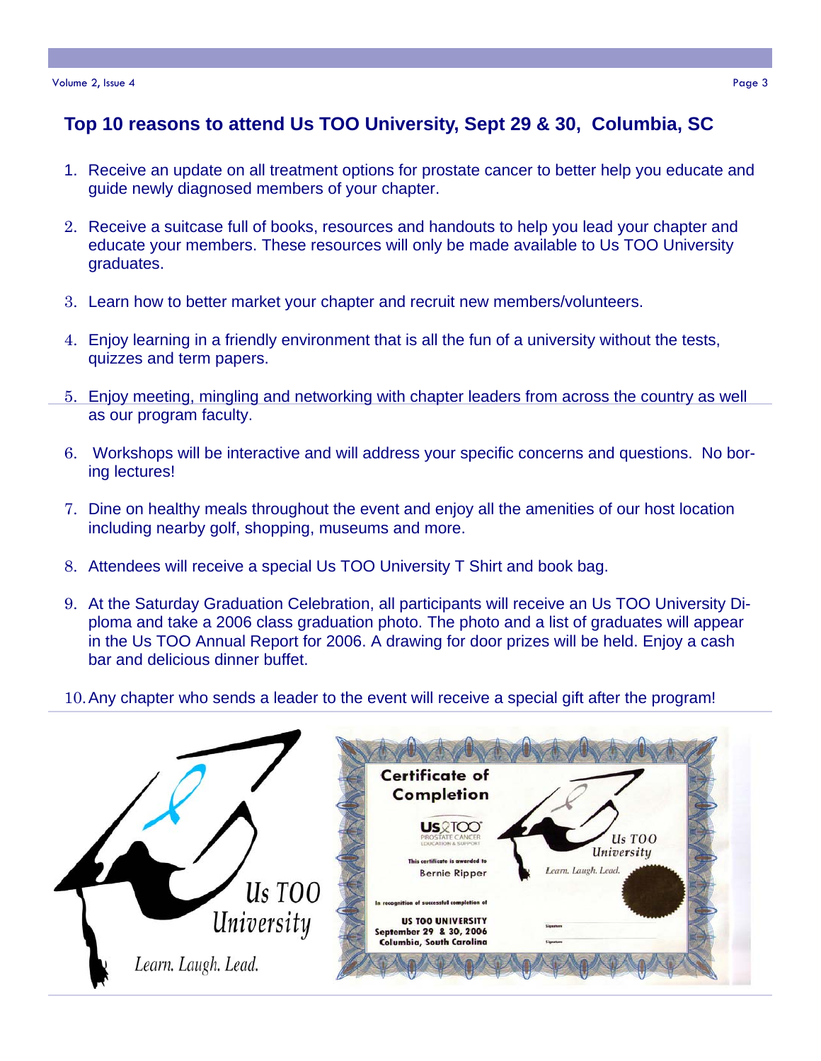## Top 10 reasons to attend Us TOO University, Sept 29 & 30, Columbia, SC

1. Receive an update on all treatment options for prostate cancer to better help you educate and guide newly diagnosed members of your chapter.
2. Receive a suitcase full of books, resources and handouts to help you lead your chapter and educate your members. These resources will only be made available to Us TOO University graduates.
3. Learn how to better market your chapter and recruit new members/volunteers.
4. Enjoy learning in a friendly environment that is all the fun of a university without the tests, quizzes and term papers.
5. Enjoy meeting, mingling and networking with chapter leaders from across the country as well as our program faculty.
6. Workshops will be interactive and will address your specific concerns and questions. No boring lectures!
7. Dine on healthy meals throughout the event and enjoy all the amenities of our host location including nearby golf, shopping, museums and more.
8. Attendees will receive a special Us TOO University T Shirt and book bag.
9. At the Saturday Graduation Celebration, all participants will receive an Us TOO University Diploma and take a 2006 class graduation photo. The photo and a list of graduates will appear in the Us TOO Annual Report for 2006. A drawing for door prizes will be held. Enjoy a cash bar and delicious dinner buffet.
10. Any chapter who sends a leader to the event will receive a special gift after the program!

Us TOO University

*Learn. Laugh. Lead.*

**Certificate of Completion**

Us TOO PROSTATE CANCER EDUCATION & SUPPORT

This certificate is awarded to

Bernie Ripper

In recognition of successful completion of

US TOO UNIVERSITY
September 29 & 30, 2006
Columbia, South Carolina

Us TOO University

*Learn. Laugh. Lead.*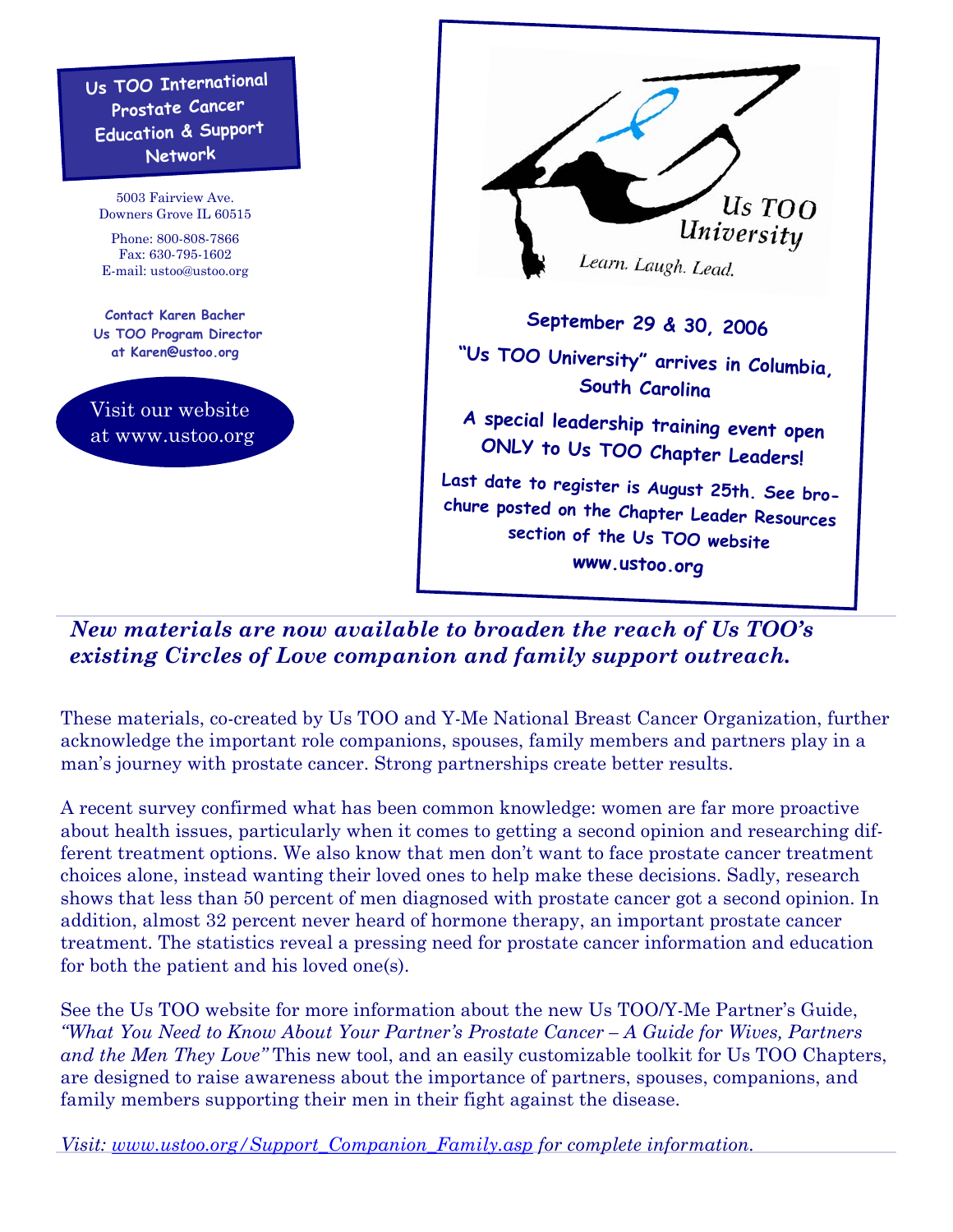**Us TOO International Prostate Cancer Education & Support Network**

5003 Fairview Ave.
Downers Grove IL 60515

Phone: 800-808-7866
Fax: 630-795-1602
E-mail: ustoo@ustoo.org

**Contact Karen Bacher**
**Us TOO Program Director**
**at Karen@ustoo.org**

Visit our website at www.ustoo.org

Us TOO University

Learn. Laugh. Lead.

**September 29 & 30, 2006**

**"Us TOO University" arrives in Columbia, South Carolina**

**A special leadership training event open ONLY to Us TOO Chapter Leaders!**

**Last date to register is August 25th. See brochure posted on the Chapter Leader Resources section of the Us TOO website www.ustoo.org**

***New materials are now available to broaden the reach of Us TOO's existing Circles of Love companion and family support outreach.***

These materials, co-created by Us TOO and Y-Me National Breast Cancer Organization, further acknowledge the important role companions, spouses, family members and partners play in a man's journey with prostate cancer. Strong partnerships create better results.

A recent survey confirmed what has been common knowledge: women are far more proactive about health issues, particularly when it comes to getting a second opinion and researching different treatment options. We also know that men don't want to face prostate cancer treatment choices alone, instead wanting their loved ones to help make these decisions. Sadly, research shows that less than 50 percent of men diagnosed with prostate cancer got a second opinion. In addition, almost 32 percent never heard of hormone therapy, an important prostate cancer treatment. The statistics reveal a pressing need for prostate cancer information and education for both the patient and his loved one(s).

See the Us TOO website for more information about the new Us TOO/Y-Me Partner's Guide, *"What You Need to Know About Your Partner's Prostate Cancer – A Guide for Wives, Partners and the Men They Love"* This new tool, and an easily customizable toolkit for Us TOO Chapters, are designed to raise awareness about the importance of partners, spouses, companions, and family members supporting their men in their fight against the disease.

*Visit: www.ustoo.org/Support_Companion_Family.asp for complete information.*